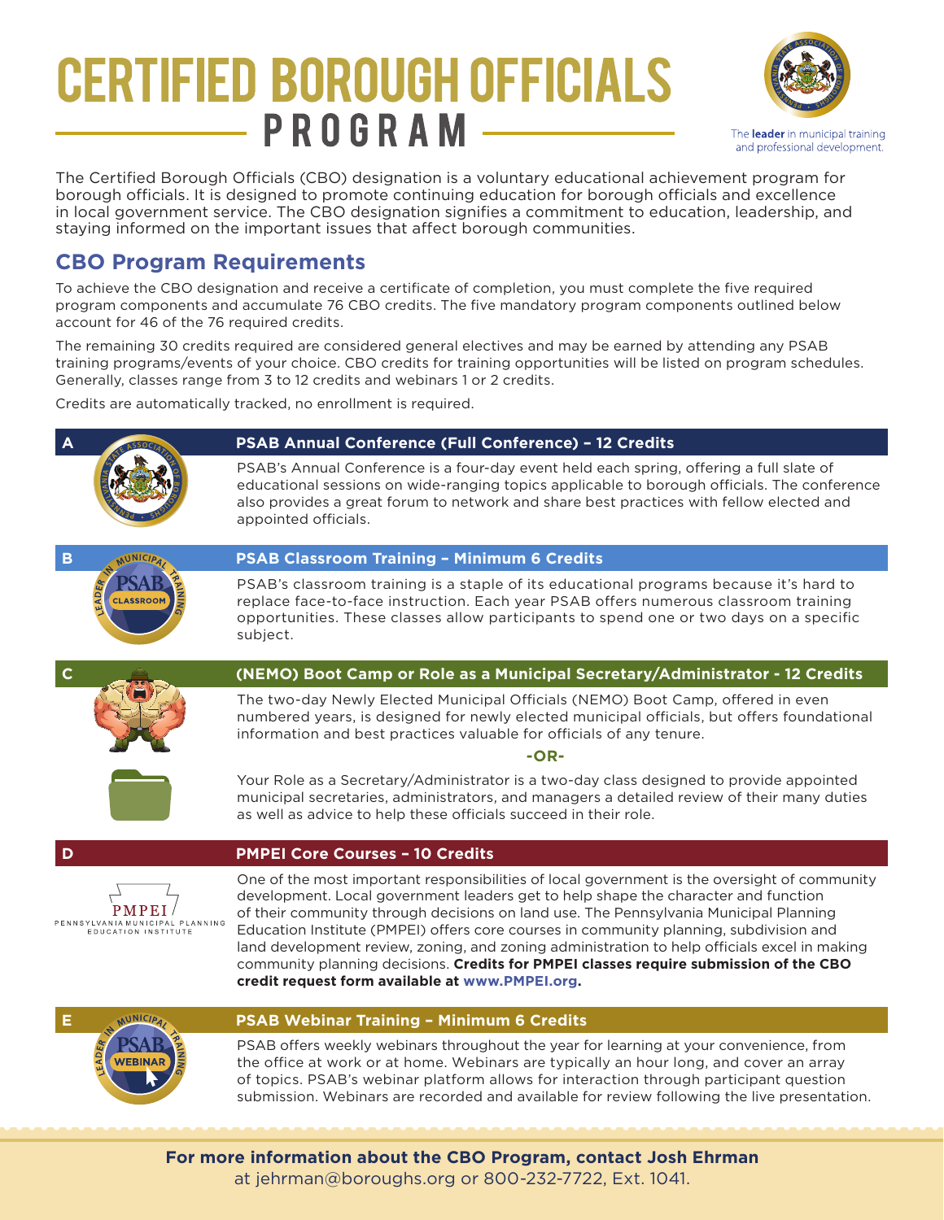# CERTIFIED BOROUGH OFFICIALS PROGRAM

The **leader** in municipal training and professional development.

The Certified Borough Officials (CBO) designation is a voluntary educational achievement program for borough officials. It is designed to promote continuing education for borough officials and excellence in local government service. The CBO designation signifies a commitment to education, leadership, and staying informed on the important issues that affect borough communities.

## CBO Program Requirements

To achieve the CBO designation and receive a certificate of completion, you must complete the five required program components and accumulate 76 CBO credits. The five mandatory program components outlined below account for 46 of the 76 required credits.

The remaining 30 credits required are considered general electives and may be earned by attending any PSAB training programs/events of your choice. CBO credits for training opportunities will be listed on program schedules. Generally, classes range from 3 to 12 credits and webinars 1 or 2 credits.

Credits are automatically tracked, no enrollment is required.

### A — PSAB Annual Conference (Full Conference) – 12 Credits

PSAB's Annual Conference is a four-day event held each spring, offering a full slate of educational sessions on wide-ranging topics applicable to borough officials. The conference also provides a great forum to network and share best practices with fellow elected and appointed officials.

### B — PSAB Classroom Training – Minimum 6 Credits

PSAB's classroom training is a staple of its educational programs because it's hard to replace face-to-face instruction. Each year PSAB offers numerous classroom training opportunities. These classes allow participants to spend one or two days on a specific subject.

### C — (NEMO) Boot Camp or Role as a Municipal Secretary/Administrator - 12 Credits

The two-day Newly Elected Municipal Officials (NEMO) Boot Camp, offered in even numbered years, is designed for newly elected municipal officials, but offers foundational information and best practices valuable for officials of any tenure.

**-OR-**

Your Role as a Secretary/Administrator is a two-day class designed to provide appointed municipal secretaries, administrators, and managers a detailed review of their many duties as well as advice to help these officials succeed in their role.

### D — PMPEI Core Courses – 10 Credits

PMPEI — Pennsylvania Municipal Planning Education Institute

One of the most important responsibilities of local government is the oversight of community development. Local government leaders get to help shape the character and function of their community through decisions on land use. The Pennsylvania Municipal Planning Education Institute (PMPEI) offers core courses in community planning, subdivision and land development review, zoning, and zoning administration to help officials excel in making community planning decisions. **Credits for PMPEI classes require submission of the CBO credit request form available at www.PMPEI.org.**

### E — PSAB Webinar Training – Minimum 6 Credits

PSAB offers weekly webinars throughout the year for learning at your convenience, from the office at work or at home. Webinars are typically an hour long, and cover an array of topics. PSAB's webinar platform allows for interaction through participant question submission. Webinars are recorded and available for review following the live presentation.

**For more information about the CBO Program, contact Josh Ehrman**
at jehrman@boroughs.org or 800-232-7722, Ext. 1041.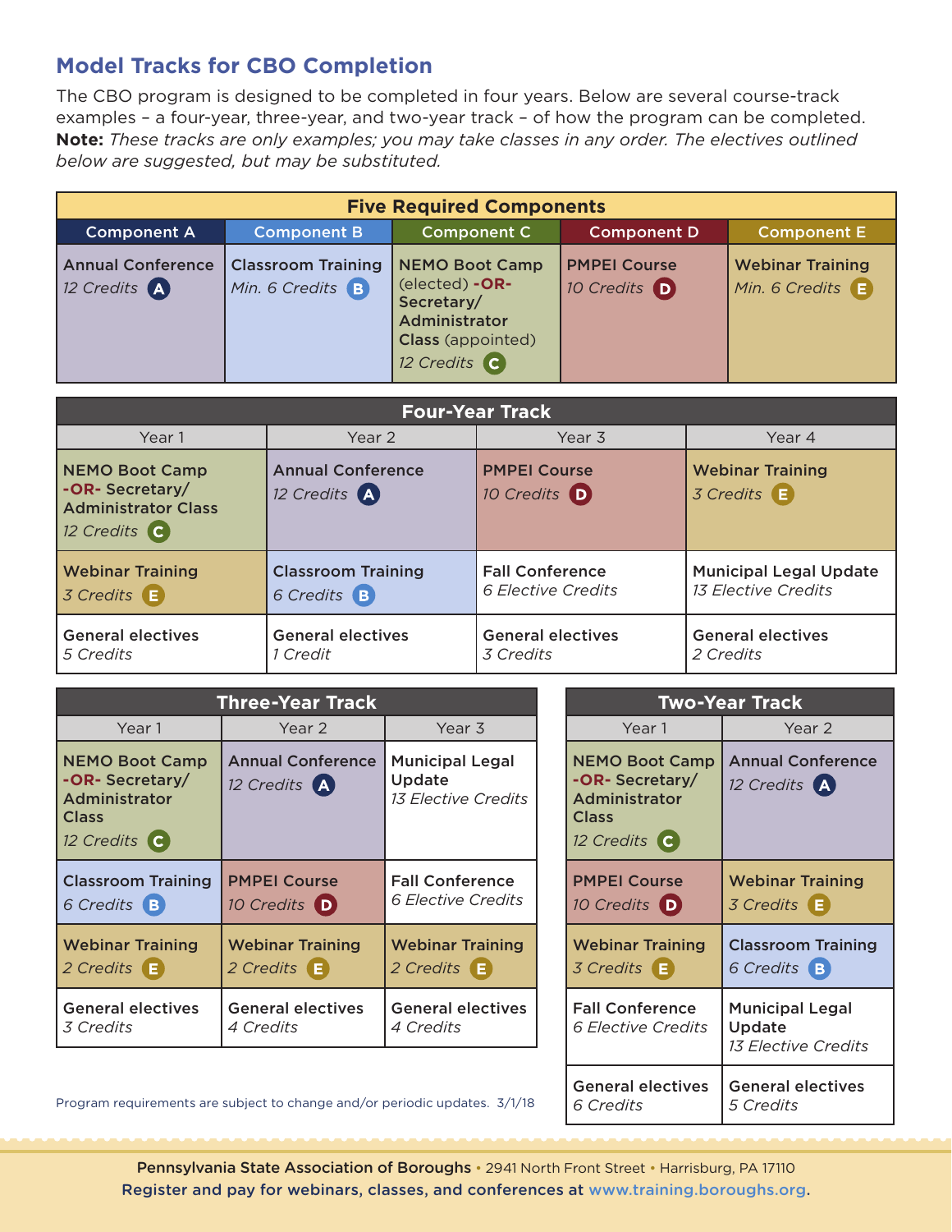## Model Tracks for CBO Completion

The CBO program is designed to be completed in four years. Below are several course-track examples – a four-year, three-year, and two-year track – of how the program can be completed. **Note:** *These tracks are only examples; you may take classes in any order. The electives outlined below are suggested, but may be substituted.*

| Five Required Components | | | | |
|---|---|---|---|---|
| **Component A** | **Component B** | **Component C** | **Component D** | **Component E** |
| **Annual Conference** *12 Credits* A | **Classroom Training** *Min. 6 Credits* B | **NEMO Boot Camp** (elected) **-OR- Secretary/ Administrator Class** (appointed) *12 Credits* C | **PMPEI Course** *10 Credits* D | **Webinar Training** *Min. 6 Credits* E |

| Four-Year Track | | | |
|---|---|---|---|
| Year 1 | Year 2 | Year 3 | Year 4 |
| **NEMO Boot Camp -OR- Secretary/ Administrator Class** *12 Credits* C | **Annual Conference** *12 Credits* A | **PMPEI Course** *10 Credits* D | **Webinar Training** *3 Credits* E |
| **Webinar Training** *3 Credits* E | **Classroom Training** *6 Credits* B | **Fall Conference** *6 Elective Credits* | **Municipal Legal Update** *13 Elective Credits* |
| **General electives** *5 Credits* | **General electives** *1 Credit* | **General electives** *3 Credits* | **General electives** *2 Credits* |

| Three-Year Track | | |
|---|---|---|
| Year 1 | Year 2 | Year 3 |
| **NEMO Boot Camp -OR- Secretary/ Administrator Class** *12 Credits* C | **Annual Conference** *12 Credits* A | **Municipal Legal Update** *13 Elective Credits* |
| **Classroom Training** *6 Credits* B | **PMPEI Course** *10 Credits* D | **Fall Conference** *6 Elective Credits* |
| **Webinar Training** *2 Credits* E | **Webinar Training** *2 Credits* E | **Webinar Training** *2 Credits* E |
| **General electives** *3 Credits* | **General electives** *4 Credits* | **General electives** *4 Credits* |

| Two-Year Track | |
|---|---|
| Year 1 | Year 2 |
| **NEMO Boot Camp -OR- Secretary/ Administrator Class** *12 Credits* C | **Annual Conference** *12 Credits* A |
| **PMPEI Course** *10 Credits* D | **Webinar Training** *3 Credits* E |
| **Webinar Training** *3 Credits* E | **Classroom Training** *6 Credits* B |
| **Fall Conference** *6 Elective Credits* | **Municipal Legal Update** *13 Elective Credits* |
| **General electives** *6 Credits* | **General electives** *5 Credits* |

Program requirements are subject to change and/or periodic updates. 3/1/18

**Pennsylvania State Association of Boroughs** • 2941 North Front Street • Harrisburg, PA 17110
Register and pay for webinars, classes, and conferences at www.training.boroughs.org.